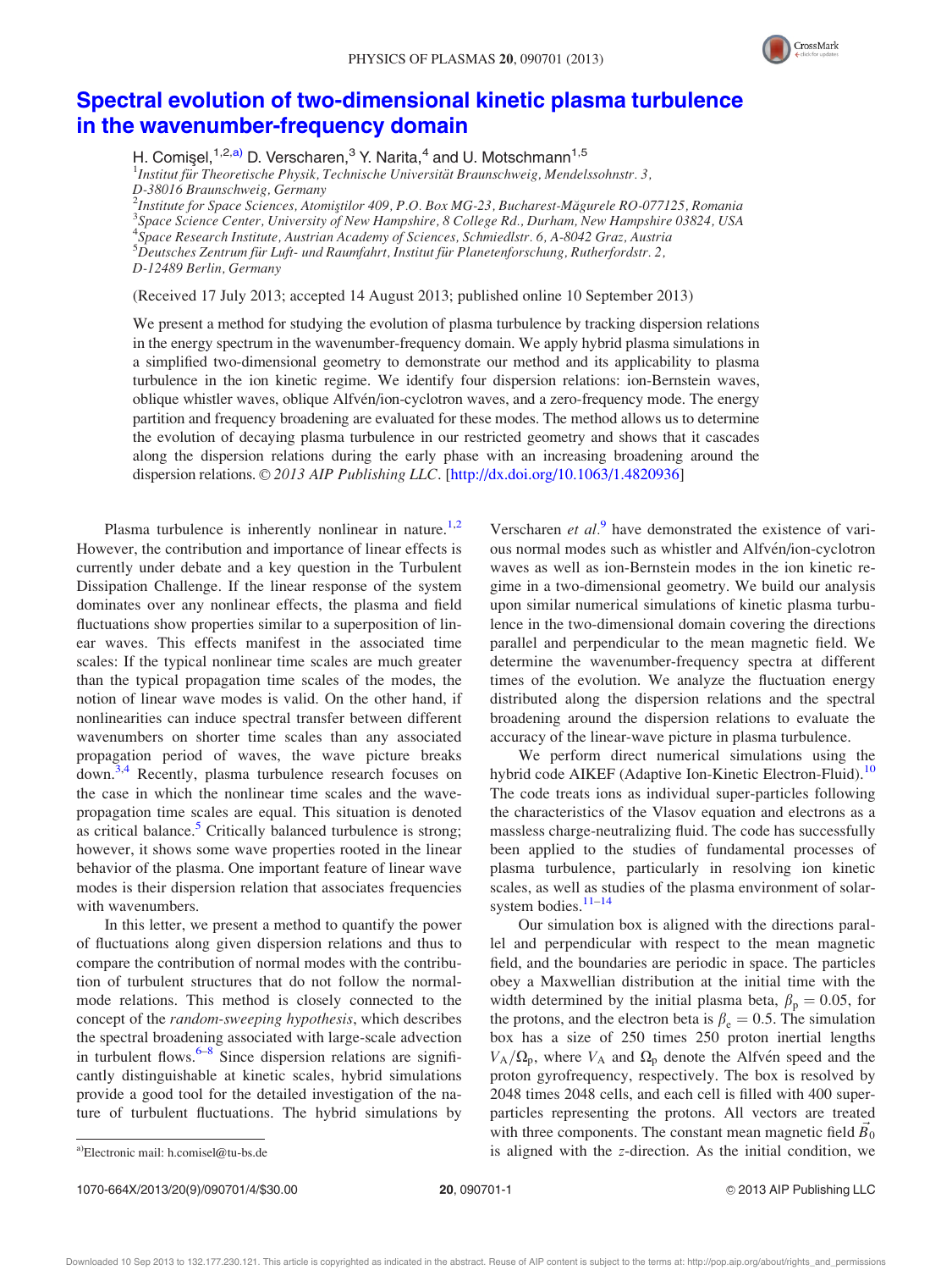# Spectral evolution of two-dimensional kinetic plasma turbulence in the wavenumber-frequency domain

H. Comişel,[1,2,a)] D. Verscharen,[3] Y. Narita,[4] and U. Motschmann[1,5]

[1]Institut für Theoretische Physik, Technische Universität Braunschweig, Mendelssohnstr. 3, D-38016 Braunschweig, Germany
[2]Institute for Space Sciences, Atomiştilor 409, P.O. Box MG-23, Bucharest-Măgurele RO-077125, Romania
[3]Space Science Center, University of New Hampshire, 8 College Rd., Durham, New Hampshire 03824, USA
[4]Space Research Institute, Austrian Academy of Sciences, Schmiedlstr. 6, A-8042 Graz, Austria
[5]Deutsches Zentrum für Luft- und Raumfahrt, Institut für Planetenforschung, Rutherfordstr. 2, D-12489 Berlin, Germany

(Received 17 July 2013; accepted 14 August 2013; published online 10 September 2013)

We present a method for studying the evolution of plasma turbulence by tracking dispersion relations in the energy spectrum in the wavenumber-frequency domain. We apply hybrid plasma simulations in a simplified two-dimensional geometry to demonstrate our method and its applicability to plasma turbulence in the ion kinetic regime. We identify four dispersion relations: ion-Bernstein waves, oblique whistler waves, oblique Alfvén/ion-cyclotron waves, and a zero-frequency mode. The energy partition and frequency broadening are evaluated for these modes. The method allows us to determine the evolution of decaying plasma turbulence in our restricted geometry and shows that it cascades along the dispersion relations during the early phase with an increasing broadening around the dispersion relations. © 2013 AIP Publishing LLC. [http://dx.doi.org/10.1063/1.4820936]

Plasma turbulence is inherently nonlinear in nature.[1,2] However, the contribution and importance of linear effects is currently under debate and a key question in the Turbulent Dissipation Challenge. If the linear response of the system dominates over any nonlinear effects, the plasma and field fluctuations show properties similar to a superposition of linear waves. This effects manifest in the associated time scales: If the typical nonlinear time scales are much greater than the typical propagation time scales of the modes, the notion of linear wave modes is valid. On the other hand, if nonlinearities can induce spectral transfer between different wavenumbers on shorter time scales than any associated propagation period of waves, the wave picture breaks down.[3,4] Recently, plasma turbulence research focuses on the case in which the nonlinear time scales and the wave-propagation time scales are equal. This situation is denoted as critical balance.[5] Critically balanced turbulence is strong; however, it shows some wave properties rooted in the linear behavior of the plasma. One important feature of linear wave modes is their dispersion relation that associates frequencies with wavenumbers.

In this letter, we present a method to quantify the power of fluctuations along given dispersion relations and thus to compare the contribution of normal modes with the contribution of turbulent structures that do not follow the normal-mode relations. This method is closely connected to the concept of the *random-sweeping hypothesis*, which describes the spectral broadening associated with large-scale advection in turbulent flows.[6–8] Since dispersion relations are significantly distinguishable at kinetic scales, hybrid simulations provide a good tool for the detailed investigation of the nature of turbulent fluctuations. The hybrid simulations by Verscharen *et al.*[9] have demonstrated the existence of various normal modes such as whistler and Alfvén/ion-cyclotron waves as well as ion-Bernstein modes in the ion kinetic regime in a two-dimensional geometry. We build our analysis upon similar numerical simulations of kinetic plasma turbulence in the two-dimensional domain covering the directions parallel and perpendicular to the mean magnetic field. We determine the wavenumber-frequency spectra at different times of the evolution. We analyze the fluctuation energy distributed along the dispersion relations and the spectral broadening around the dispersion relations to evaluate the accuracy of the linear-wave picture in plasma turbulence.

We perform direct numerical simulations using the hybrid code AIKEF (Adaptive Ion-Kinetic Electron-Fluid).[10] The code treats ions as individual super-particles following the characteristics of the Vlasov equation and electrons as a massless charge-neutralizing fluid. The code has successfully been applied to the studies of fundamental processes of plasma turbulence, particularly in resolving ion kinetic scales, as well as studies of the plasma environment of solar-system bodies.[11–14]

Our simulation box is aligned with the directions parallel and perpendicular with respect to the mean magnetic field, and the boundaries are periodic in space. The particles obey a Maxwellian distribution at the initial time with the width determined by the initial plasma beta, $\beta_p = 0.05$, for the protons, and the electron beta is $\beta_e = 0.5$. The simulation box has a size of 250 times 250 proton inertial lengths $V_A/\Omega_p$, where $V_A$ and $\Omega_p$ denote the Alfvén speed and the proton gyrofrequency, respectively. The box is resolved by 2048 times 2048 cells, and each cell is filled with 400 super-particles representing the protons. All vectors are treated with three components. The constant mean magnetic field $\vec{B}_0$ is aligned with the $z$-direction. As the initial condition, we

[a)]Electronic mail: h.comisel@tu-bs.de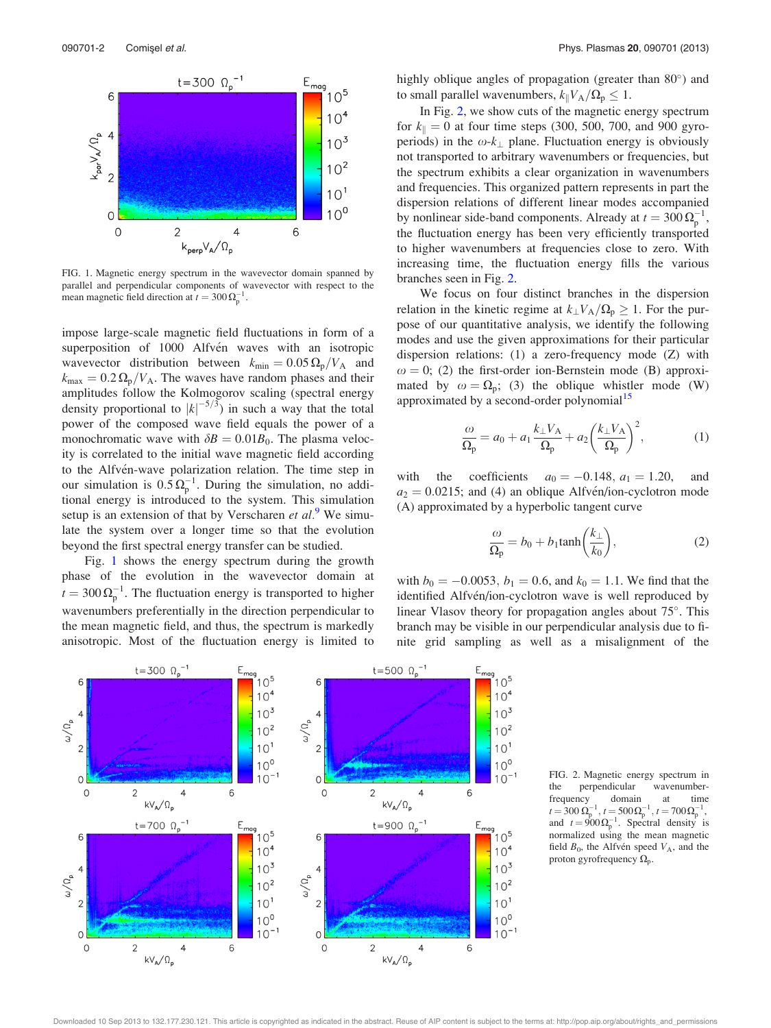FIG. 1. Magnetic energy spectrum in the wavevector domain spanned by parallel and perpendicular components of wavevector with respect to the mean magnetic field direction at $t = 300\,\Omega_p^{-1}$.

impose large-scale magnetic field fluctuations in form of a superposition of 1000 Alfvén waves with an isotropic wavevector distribution between $k_{\min} = 0.05\,\Omega_p/V_A$ and $k_{\max} = 0.2\,\Omega_p/V_A$. The waves have random phases and their amplitudes follow the Kolmogorov scaling (spectral energy density proportional to $|k|^{-5/3}$) in such a way that the total power of the composed wave field equals the power of a monochromatic wave with $\delta B = 0.01 B_0$. The plasma velocity is correlated to the initial wave magnetic field according to the Alfvén-wave polarization relation. The time step in our simulation is $0.5\,\Omega_p^{-1}$. During the simulation, no additional energy is introduced to the system. This simulation setup is an extension of that by Verscharen *et al.*[9] We simulate the system over a longer time so that the evolution beyond the first spectral energy transfer can be studied.

Fig. 1 shows the energy spectrum during the growth phase of the evolution in the wavevector domain at $t = 300\,\Omega_p^{-1}$. The fluctuation energy is transported to higher wavenumbers preferentially in the direction perpendicular to the mean magnetic field, and thus, the spectrum is markedly anisotropic. Most of the fluctuation energy is limited to highly oblique angles of propagation (greater than 80°) and to small parallel wavenumbers, $k_\parallel V_A/\Omega_p \leq 1$.

In Fig. 2, we show cuts of the magnetic energy spectrum for $k_\parallel = 0$ at four time steps (300, 500, 700, and 900 gyroperiods) in the $\omega$-$k_\perp$ plane. Fluctuation energy is obviously not transported to arbitrary wavenumbers or frequencies, but the spectrum exhibits a clear organization in wavenumbers and frequencies. This organized pattern represents in part the dispersion relations of different linear modes accompanied by nonlinear side-band components. Already at $t = 300\,\Omega_p^{-1}$, the fluctuation energy has been very efficiently transported to higher wavenumbers at frequencies close to zero. With increasing time, the fluctuation energy fills the various branches seen in Fig. 2.

We focus on four distinct branches in the dispersion relation in the kinetic regime at $k_\perp V_A/\Omega_p \geq 1$. For the purpose of our quantitative analysis, we identify the following modes and use the given approximations for their particular dispersion relations: (1) a zero-frequency mode (Z) with $\omega = 0$; (2) the first-order ion-Bernstein mode (B) approximated by $\omega = \Omega_p$; (3) the oblique whistler mode (W) approximated by a second-order polynomial[15]

$$\frac{\omega}{\Omega_p} = a_0 + a_1 \frac{k_\perp V_A}{\Omega_p} + a_2 \left(\frac{k_\perp V_A}{\Omega_p}\right)^2, \tag{1}$$

with the coefficients $a_0 = -0.148$, $a_1 = 1.20$, and $a_2 = 0.0215$; and (4) an oblique Alfvén/ion-cyclotron mode (A) approximated by a hyperbolic tangent curve

$$\frac{\omega}{\Omega_p} = b_0 + b_1 \tanh\left(\frac{k_\perp}{k_0}\right), \tag{2}$$

with $b_0 = -0.0053$, $b_1 = 0.6$, and $k_0 = 1.1$. We find that the identified Alfvén/ion-cyclotron wave is well reproduced by linear Vlasov theory for propagation angles about 75°. This branch may be visible in our perpendicular analysis due to finite grid sampling as well as a misalignment of the

FIG. 2. Magnetic energy spectrum in the perpendicular wavenumber-frequency domain at time $t = 300\,\Omega_p^{-1}$, $t = 500\,\Omega_p^{-1}$, $t = 700\,\Omega_p^{-1}$, and $t = 900\,\Omega_p^{-1}$. Spectral density is normalized using the mean magnetic field $B_0$, the Alfvén speed $V_A$, and the proton gyrofrequency $\Omega_p$.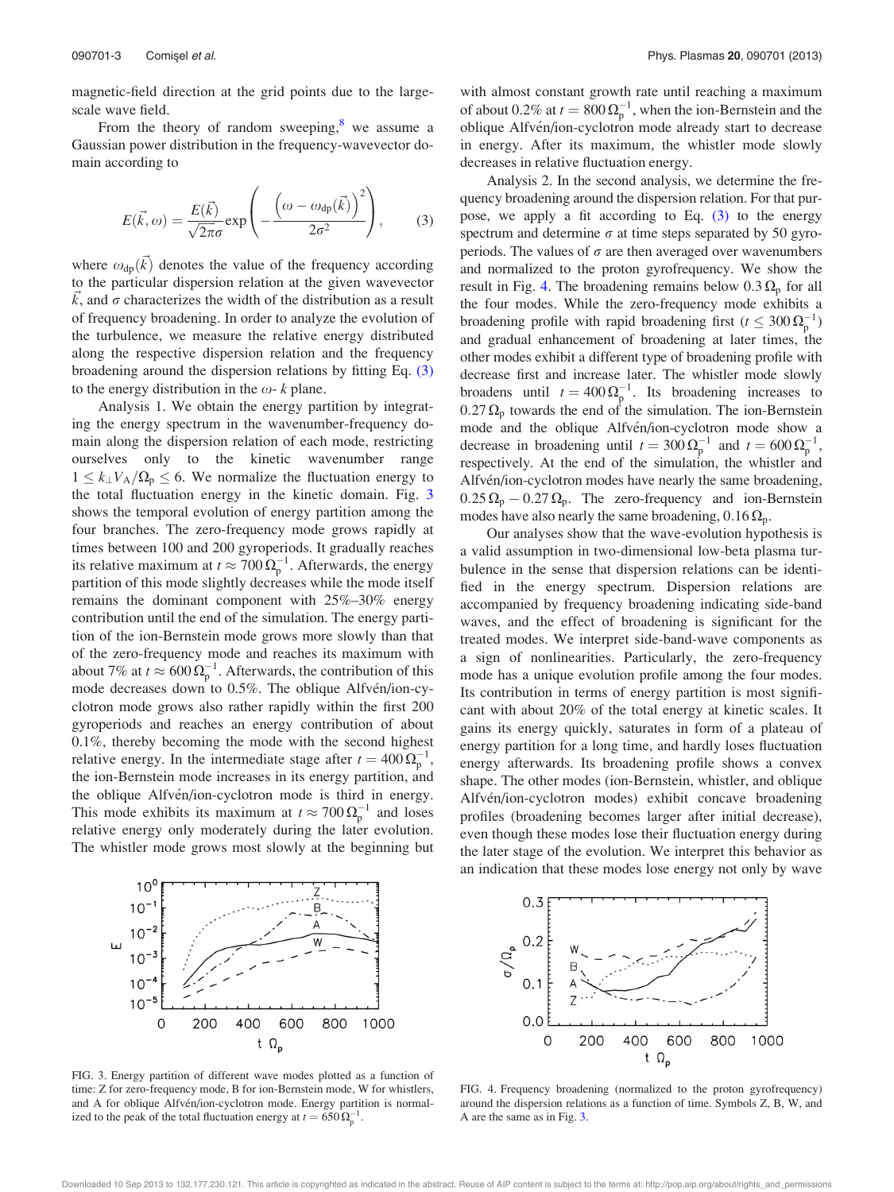magnetic-field direction at the grid points due to the large-scale wave field.

From the theory of random sweeping,[8] we assume a Gaussian power distribution in the frequency-wavevector domain according to

$$E(\vec{k},\omega) = \frac{E(\vec{k})}{\sqrt{2\pi}\sigma}\exp\left(-\frac{\left(\omega-\omega_{\rm dp}(\vec{k})\right)^2}{2\sigma^2}\right), \qquad (3)$$

where $\omega_{\rm dp}(\vec{k})$ denotes the value of the frequency according to the particular dispersion relation at the given wavevector $\vec{k}$, and $\sigma$ characterizes the width of the distribution as a result of frequency broadening. In order to analyze the evolution of the turbulence, we measure the relative energy distributed along the respective dispersion relation and the frequency broadening around the dispersion relations by fitting Eq. (3) to the energy distribution in the $\omega$- $k$ plane.

Analysis 1. We obtain the energy partition by integrating the energy spectrum in the wavenumber-frequency domain along the dispersion relation of each mode, restricting ourselves only to the kinetic wavenumber range $1 \le k_\perp V_A/\Omega_p \le 6$. We normalize the fluctuation energy to the total fluctuation energy in the kinetic domain. Fig. 3 shows the temporal evolution of energy partition among the four branches. The zero-frequency mode grows rapidly at times between 100 and 200 gyroperiods. It gradually reaches its relative maximum at $t \approx 700\,\Omega_p^{-1}$. Afterwards, the energy partition of this mode slightly decreases while the mode itself remains the dominant component with 25%–30% energy contribution until the end of the simulation. The energy partition of the ion-Bernstein mode grows more slowly than that of the zero-frequency mode and reaches its maximum with about 7% at $t \approx 600\,\Omega_p^{-1}$. Afterwards, the contribution of this mode decreases down to 0.5%. The oblique Alfvén/ion-cyclotron mode grows also rather rapidly within the first 200 gyroperiods and reaches an energy contribution of about 0.1%, thereby becoming the mode with the second highest relative energy. In the intermediate stage after $t = 400\,\Omega_p^{-1}$, the ion-Bernstein mode increases in its energy partition, and the oblique Alfvén/ion-cyclotron mode is third in energy. This mode exhibits its maximum at $t \approx 700\,\Omega_p^{-1}$ and loses relative energy only moderately during the later evolution. The whistler mode grows most slowly at the beginning but with almost constant growth rate until reaching a maximum of about 0.2% at $t = 800\,\Omega_p^{-1}$, when the ion-Bernstein and the oblique Alfvén/ion-cyclotron mode already start to decrease in energy. After its maximum, the whistler mode slowly decreases in relative fluctuation energy.

Analysis 2. In the second analysis, we determine the frequency broadening around the dispersion relation. For that purpose, we apply a fit according to Eq. (3) to the energy spectrum and determine $\sigma$ at time steps separated by 50 gyroperiods. The values of $\sigma$ are then averaged over wavenumbers and normalized to the proton gyrofrequency. We show the result in Fig. 4. The broadening remains below $0.3\,\Omega_p$ for all the four modes. While the zero-frequency mode exhibits a broadening profile with rapid broadening first ($t \le 300\,\Omega_p^{-1}$) and gradual enhancement of broadening at later times, the other modes exhibit a different type of broadening profile with decrease first and increase later. The whistler mode slowly broadens until $t = 400\,\Omega_p^{-1}$. Its broadening increases to $0.27\,\Omega_p$ towards the end of the simulation. The ion-Bernstein mode and the oblique Alfvén/ion-cyclotron mode show a decrease in broadening until $t = 300\,\Omega_p^{-1}$ and $t = 600\,\Omega_p^{-1}$, respectively. At the end of the simulation, the whistler and Alfvén/ion-cyclotron modes have nearly the same broadening, $0.25\,\Omega_p - 0.27\,\Omega_p$. The zero-frequency and ion-Bernstein modes have also nearly the same broadening, $0.16\,\Omega_p$.

Our analyses show that the wave-evolution hypothesis is a valid assumption in two-dimensional low-beta plasma turbulence in the sense that dispersion relations can be identified in the energy spectrum. Dispersion relations are accompanied by frequency broadening indicating side-band waves, and the effect of broadening is significant for the treated modes. We interpret side-band-wave components as a sign of nonlinearities. Particularly, the zero-frequency mode has a unique evolution profile among the four modes. Its contribution in terms of energy partition is most significant with about 20% of the total energy at kinetic scales. It gains its energy quickly, saturates in form of a plateau of energy partition for a long time, and hardly loses fluctuation energy afterwards. Its broadening profile shows a convex shape. The other modes (ion-Bernstein, whistler, and oblique Alfvén/ion-cyclotron modes) exhibit concave broadening profiles (broadening becomes larger after initial decrease), even though these modes lose their fluctuation energy during the later stage of the evolution. We interpret this behavior as an indication that these modes lose energy not only by wave

FIG. 3. Energy partition of different wave modes plotted as a function of time: Z for zero-frequency mode, B for ion-Bernstein mode, W for whistlers, and A for oblique Alfvén/ion-cyclotron mode. Energy partition is normalized to the peak of the total fluctuation energy at $t = 650\,\Omega_p^{-1}$.

FIG. 4. Frequency broadening (normalized to the proton gyrofrequency) around the dispersion relations as a function of time. Symbols Z, B, W, and A are the same as in Fig. 3.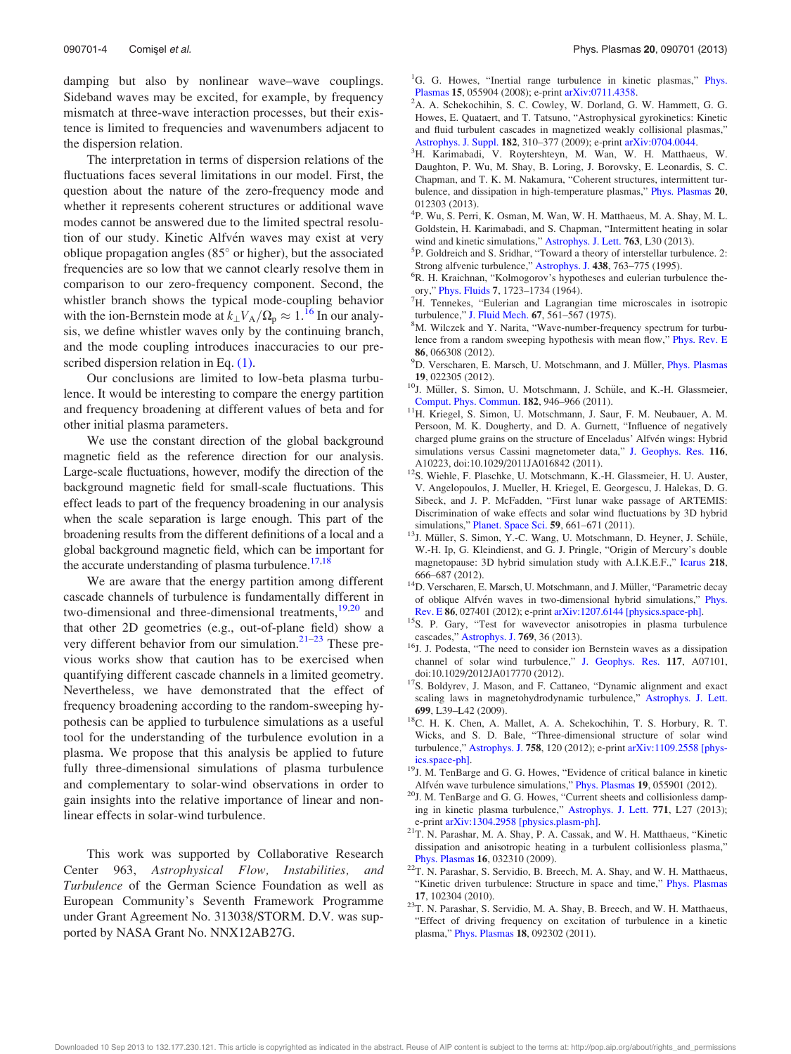damping but also by nonlinear wave–wave couplings. Sideband waves may be excited, for example, by frequency mismatch at three-wave interaction processes, but their existence is limited to frequencies and wavenumbers adjacent to the dispersion relation.

The interpretation in terms of dispersion relations of the fluctuations faces several limitations in our model. First, the question about the nature of the zero-frequency mode and whether it represents coherent structures or additional wave modes cannot be answered due to the limited spectral resolution of our study. Kinetic Alfvén waves may exist at very oblique propagation angles (85° or higher), but the associated frequencies are so low that we cannot clearly resolve them in comparison to our zero-frequency component. Second, the whistler branch shows the typical mode-coupling behavior with the ion-Bernstein mode at $k_\perp V_A/\Omega_p \approx 1$.[16] In our analysis, we define whistler waves only by the continuing branch, and the mode coupling introduces inaccuracies to our prescribed dispersion relation in Eq. (1).

Our conclusions are limited to low-beta plasma turbulence. It would be interesting to compare the energy partition and frequency broadening at different values of beta and for other initial plasma parameters.

We use the constant direction of the global background magnetic field as the reference direction for our analysis. Large-scale fluctuations, however, modify the direction of the background magnetic field for small-scale fluctuations. This effect leads to part of the frequency broadening in our analysis when the scale separation is large enough. This part of the broadening results from the different definitions of a local and a global background magnetic field, which can be important for the accurate understanding of plasma turbulence.[17,18]

We are aware that the energy partition among different cascade channels of turbulence is fundamentally different in two-dimensional and three-dimensional treatments,[19,20] and that other 2D geometries (e.g., out-of-plane field) show a very different behavior from our simulation.[21–23] These previous works show that caution has to be exercised when quantifying different cascade channels in a limited geometry. Nevertheless, we have demonstrated that the effect of frequency broadening according to the random-sweeping hypothesis can be applied to turbulence simulations as a useful tool for the understanding of the turbulence evolution in a plasma. We propose that this analysis be applied to future fully three-dimensional simulations of plasma turbulence and complementary to solar-wind observations in order to gain insights into the relative importance of linear and nonlinear effects in solar-wind turbulence.

This work was supported by Collaborative Research Center 963, *Astrophysical Flow, Instabilities, and Turbulence* of the German Science Foundation as well as European Community's Seventh Framework Programme under Grant Agreement No. 313038/STORM. D.V. was supported by NASA Grant No. NNX12AB27G.

[1] G. G. Howes, "Inertial range turbulence in kinetic plasmas," Phys. Plasmas **15**, 055904 (2008); e-print arXiv:0711.4358.

[2] A. A. Schekochihin, S. C. Cowley, W. Dorland, G. W. Hammett, G. G. Howes, E. Quataert, and T. Tatsuno, "Astrophysical gyrokinetics: Kinetic and fluid turbulent cascades in magnetized weakly collisional plasmas," Astrophys. J. Suppl. **182**, 310–377 (2009); e-print arXiv:0704.0044.

[3] H. Karimabadi, V. Roytershteyn, M. Wan, W. H. Matthaeus, W. Daughton, P. Wu, M. Shay, B. Loring, J. Borovsky, E. Leonardis, S. C. Chapman, and T. K. M. Nakamura, "Coherent structures, intermittent turbulence, and dissipation in high-temperature plasmas," Phys. Plasmas **20**, 012303 (2013).

[4] P. Wu, S. Perri, K. Osman, M. Wan, W. H. Matthaeus, M. A. Shay, M. L. Goldstein, H. Karimabadi, and S. Chapman, "Intermittent heating in solar wind and kinetic simulations," Astrophys. J. Lett. **763**, L30 (2013).

[5] P. Goldreich and S. Sridhar, "Toward a theory of interstellar turbulence. 2: Strong alfvenic turbulence," Astrophys. J. **438**, 763–775 (1995).

[6] R. H. Kraichnan, "Kolmogorov's hypotheses and eulerian turbulence theory," Phys. Fluids **7**, 1723–1734 (1964).

[7] H. Tennekes, "Eulerian and Lagrangian time microscales in isotropic turbulence," J. Fluid Mech. **67**, 561–567 (1975).

[8] M. Wilczek and Y. Narita, "Wave-number-frequency spectrum for turbulence from a random sweeping hypothesis with mean flow," Phys. Rev. E **86**, 066308 (2012).

[9] D. Verscharen, E. Marsch, U. Motschmann, and J. Müller, Phys. Plasmas **19**, 022305 (2012).

[10] J. Müller, S. Simon, U. Motschmann, J. Schüle, and K.-H. Glassmeier, Comput. Phys. Commun. **182**, 946–966 (2011).

[11] H. Kriegel, S. Simon, U. Motschmann, J. Saur, F. M. Neubauer, A. M. Persoon, M. K. Dougherty, and D. A. Gurnett, "Influence of negatively charged plume grains on the structure of Enceladus' Alfvén wings: Hybrid simulations versus Cassini magnetometer data," J. Geophys. Res. **116**, A10223, doi:10.1029/2011JA016842 (2011).

[12] S. Wiehle, F. Plaschke, U. Motschmann, K.-H. Glassmeier, H. U. Auster, V. Angelopoulos, J. Mueller, H. Kriegel, E. Georgescu, J. Halekas, D. G. Sibeck, and J. P. McFadden, "First lunar wake passage of ARTEMIS: Discrimination of wake effects and solar wind fluctuations by 3D hybrid simulations," Planet. Space Sci. **59**, 661–671 (2011).

[13] J. Müller, S. Simon, Y.-C. Wang, U. Motschmann, D. Heyner, J. Schüle, W.-H. Ip, G. Kleindienst, and G. J. Pringle, "Origin of Mercury's double magnetopause: 3D hybrid simulation study with A.I.K.E.F.," Icarus **218**, 666–687 (2012).

[14] D. Verscharen, E. Marsch, U. Motschmann, and J. Müller, "Parametric decay of oblique Alfvén waves in two-dimensional hybrid simulations," Phys. Rev. E **86**, 027401 (2012); e-print arXiv:1207.6144 [physics.space-ph].

[15] S. P. Gary, "Test for wavevector anisotropies in plasma turbulence cascades," Astrophys. J. **769**, 36 (2013).

[16] J. J. Podesta, "The need to consider ion Bernstein waves as a dissipation channel of solar wind turbulence," J. Geophys. Res. **117**, A07101, doi:10.1029/2012JA017770 (2012).

[17] S. Boldyrev, J. Mason, and F. Cattaneo, "Dynamic alignment and exact scaling laws in magnetohydrodynamic turbulence," Astrophys. J. Lett. **699**, L39–L42 (2009).

[18] C. H. K. Chen, A. Mallet, A. A. Schekochihin, T. S. Horbury, R. T. Wicks, and S. D. Bale, "Three-dimensional structure of solar wind turbulence," Astrophys. J. **758**, 120 (2012); e-print arXiv:1109.2558 [physics.space-ph].

[19] J. M. TenBarge and G. G. Howes, "Evidence of critical balance in kinetic Alfvén wave turbulence simulations," Phys. Plasmas **19**, 055901 (2012).

[20] J. M. TenBarge and G. G. Howes, "Current sheets and collisionless damping in kinetic plasma turbulence," Astrophys. J. Lett. **771**, L27 (2013); e-print arXiv:1304.2958 [physics.plasm-ph].

[21] T. N. Parashar, M. A. Shay, P. A. Cassak, and W. H. Matthaeus, "Kinetic dissipation and anisotropic heating in a turbulent collisionless plasma," Phys. Plasmas **16**, 032310 (2009).

[22] T. N. Parashar, S. Servidio, B. Breech, M. A. Shay, and W. H. Matthaeus, "Kinetic driven turbulence: Structure in space and time," Phys. Plasmas **17**, 102304 (2010).

[23] T. N. Parashar, S. Servidio, M. A. Shay, B. Breech, and W. H. Matthaeus, "Effect of driving frequency on excitation of turbulence in a kinetic plasma," Phys. Plasmas **18**, 092302 (2011).